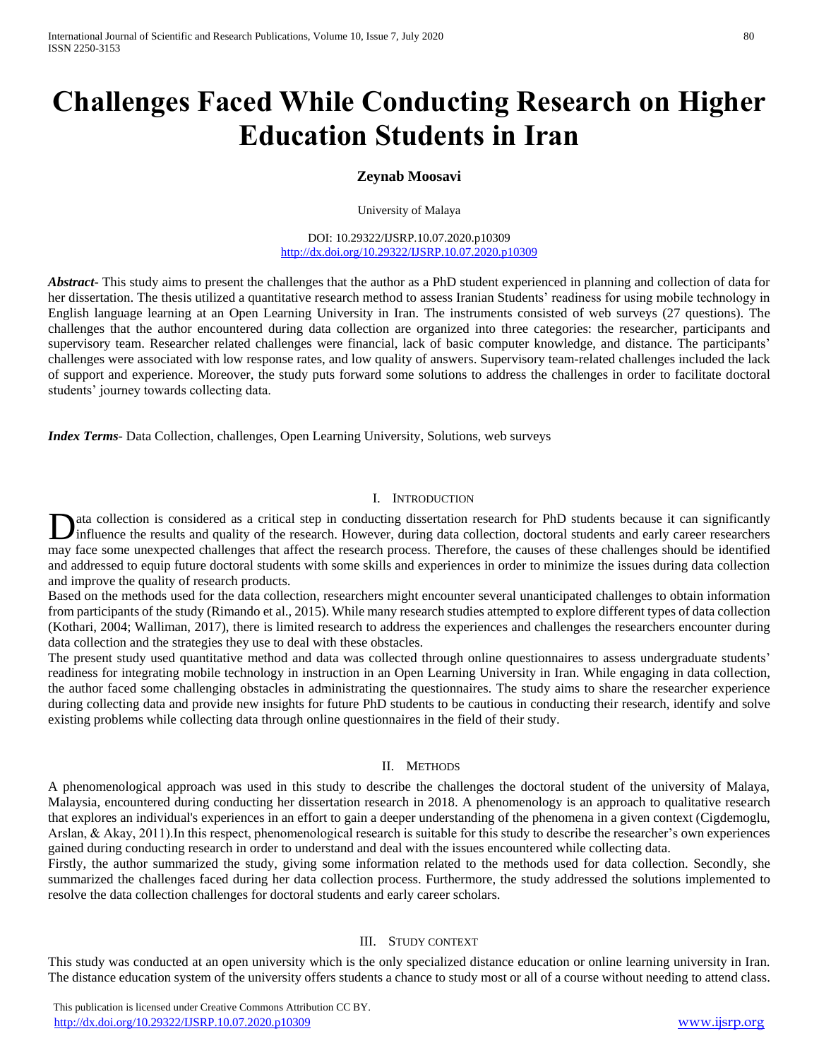# Challenges Faced While Conducting Research on Higher Education Students in Iran

**Zeynab Moosavi**

University of Malaya

DOI: 10.29322/IJSRP.10.07.2020.p10309
http://dx.doi.org/10.29322/IJSRP.10.07.2020.p10309

***Abstract***- This study aims to present the challenges that the author as a PhD student experienced in planning and collection of data for her dissertation. The thesis utilized a quantitative research method to assess Iranian Students' readiness for using mobile technology in English language learning at an Open Learning University in Iran. The instruments consisted of web surveys (27 questions). The challenges that the author encountered during data collection are organized into three categories: the researcher, participants and supervisory team. Researcher related challenges were financial, lack of basic computer knowledge, and distance. The participants' challenges were associated with low response rates, and low quality of answers. Supervisory team-related challenges included the lack of support and experience. Moreover, the study puts forward some solutions to address the challenges in order to facilitate doctoral students' journey towards collecting data.

***Index Terms***- Data Collection, challenges, Open Learning University, Solutions, web surveys

## I. Introduction

Data collection is considered as a critical step in conducting dissertation research for PhD students because it can significantly influence the results and quality of the research. However, during data collection, doctoral students and early career researchers may face some unexpected challenges that affect the research process. Therefore, the causes of these challenges should be identified and addressed to equip future doctoral students with some skills and experiences in order to minimize the issues during data collection and improve the quality of research products.

Based on the methods used for the data collection, researchers might encounter several unanticipated challenges to obtain information from participants of the study (Rimando et al., 2015). While many research studies attempted to explore different types of data collection (Kothari, 2004; Walliman, 2017), there is limited research to address the experiences and challenges the researchers encounter during data collection and the strategies they use to deal with these obstacles.

The present study used quantitative method and data was collected through online questionnaires to assess undergraduate students' readiness for integrating mobile technology in instruction in an Open Learning University in Iran. While engaging in data collection, the author faced some challenging obstacles in administrating the questionnaires. The study aims to share the researcher experience during collecting data and provide new insights for future PhD students to be cautious in conducting their research, identify and solve existing problems while collecting data through online questionnaires in the field of their study.

## II. Methods

A phenomenological approach was used in this study to describe the challenges the doctoral student of the university of Malaya, Malaysia, encountered during conducting her dissertation research in 2018. A phenomenology is an approach to qualitative research that explores an individual's experiences in an effort to gain a deeper understanding of the phenomena in a given context (Cigdemoglu, Arslan, & Akay, 2011).In this respect, phenomenological research is suitable for this study to describe the researcher's own experiences gained during conducting research in order to understand and deal with the issues encountered while collecting data.

Firstly, the author summarized the study, giving some information related to the methods used for data collection. Secondly, she summarized the challenges faced during her data collection process. Furthermore, the study addressed the solutions implemented to resolve the data collection challenges for doctoral students and early career scholars.

## III. Study context

This study was conducted at an open university which is the only specialized distance education or online learning university in Iran. The distance education system of the university offers students a chance to study most or all of a course without needing to attend class.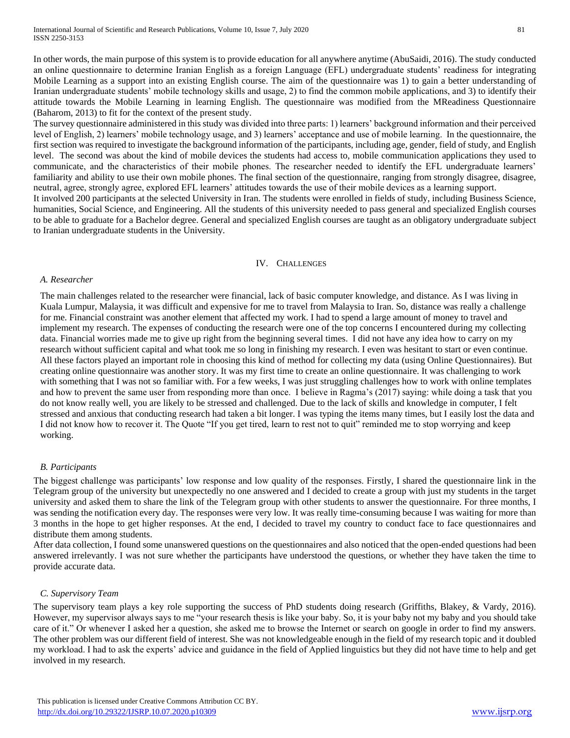In other words, the main purpose of this system is to provide education for all anywhere anytime (AbuSaidi, 2016). The study conducted an online questionnaire to determine Iranian English as a foreign Language (EFL) undergraduate students' readiness for integrating Mobile Learning as a support into an existing English course. The aim of the questionnaire was 1) to gain a better understanding of Iranian undergraduate students' mobile technology skills and usage, 2) to find the common mobile applications, and 3) to identify their attitude towards the Mobile Learning in learning English. The questionnaire was modified from the MReadiness Questionnaire (Baharom, 2013) to fit for the context of the present study.

The survey questionnaire administered in this study was divided into three parts: 1) learners' background information and their perceived level of English, 2) learners' mobile technology usage, and 3) learners' acceptance and use of mobile learning. In the questionnaire, the first section was required to investigate the background information of the participants, including age, gender, field of study, and English level. The second was about the kind of mobile devices the students had access to, mobile communication applications they used to communicate, and the characteristics of their mobile phones. The researcher needed to identify the EFL undergraduate learners' familiarity and ability to use their own mobile phones. The final section of the questionnaire, ranging from strongly disagree, disagree, neutral, agree, strongly agree, explored EFL learners' attitudes towards the use of their mobile devices as a learning support.

It involved 200 participants at the selected University in Iran. The students were enrolled in fields of study, including Business Science, humanities, Social Science, and Engineering. All the students of this university needed to pass general and specialized English courses to be able to graduate for a Bachelor degree. General and specialized English courses are taught as an obligatory undergraduate subject to Iranian undergraduate students in the University.

## IV. Challenges

### *A. Researcher*

The main challenges related to the researcher were financial, lack of basic computer knowledge, and distance. As I was living in Kuala Lumpur, Malaysia, it was difficult and expensive for me to travel from Malaysia to Iran. So, distance was really a challenge for me. Financial constraint was another element that affected my work. I had to spend a large amount of money to travel and implement my research. The expenses of conducting the research were one of the top concerns I encountered during my collecting data. Financial worries made me to give up right from the beginning several times. I did not have any idea how to carry on my research without sufficient capital and what took me so long in finishing my research. I even was hesitant to start or even continue. All these factors played an important role in choosing this kind of method for collecting my data (using Online Questionnaires). But creating online questionnaire was another story. It was my first time to create an online questionnaire. It was challenging to work with something that I was not so familiar with. For a few weeks, I was just struggling challenges how to work with online templates and how to prevent the same user from responding more than once. I believe in Ragma's (2017) saying: while doing a task that you do not know really well, you are likely to be stressed and challenged. Due to the lack of skills and knowledge in computer, I felt stressed and anxious that conducting research had taken a bit longer. I was typing the items many times, but I easily lost the data and I did not know how to recover it. The Quote "If you get tired, learn to rest not to quit" reminded me to stop worrying and keep working.

### *B. Participants*

The biggest challenge was participants' low response and low quality of the responses. Firstly, I shared the questionnaire link in the Telegram group of the university but unexpectedly no one answered and I decided to create a group with just my students in the target university and asked them to share the link of the Telegram group with other students to answer the questionnaire. For three months, I was sending the notification every day. The responses were very low. It was really time-consuming because I was waiting for more than 3 months in the hope to get higher responses. At the end, I decided to travel my country to conduct face to face questionnaires and distribute them among students.

After data collection, I found some unanswered questions on the questionnaires and also noticed that the open-ended questions had been answered irrelevantly. I was not sure whether the participants have understood the questions, or whether they have taken the time to provide accurate data.

### *C. Supervisory Team*

The supervisory team plays a key role supporting the success of PhD students doing research (Griffiths, Blakey, & Vardy, 2016). However, my supervisor always says to me "your research thesis is like your baby. So, it is your baby not my baby and you should take care of it." Or whenever I asked her a question, she asked me to browse the Internet or search on google in order to find my answers. The other problem was our different field of interest. She was not knowledgeable enough in the field of my research topic and it doubled my workload. I had to ask the experts' advice and guidance in the field of Applied linguistics but they did not have time to help and get involved in my research.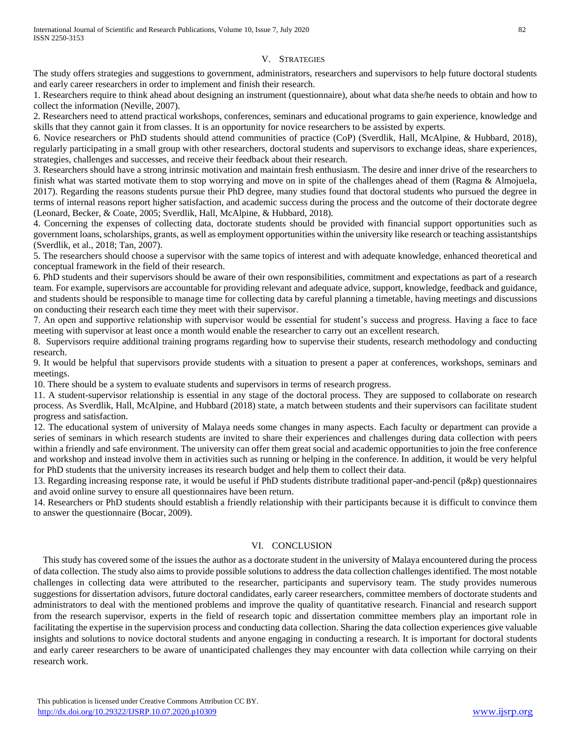## V. STRATEGIES

The study offers strategies and suggestions to government, administrators, researchers and supervisors to help future doctoral students and early career researchers in order to implement and finish their research.

1. Researchers require to think ahead about designing an instrument (questionnaire), about what data she/he needs to obtain and how to collect the information (Neville, 2007).

2. Researchers need to attend practical workshops, conferences, seminars and educational programs to gain experience, knowledge and skills that they cannot gain it from classes. It is an opportunity for novice researchers to be assisted by experts.

6. Novice researchers or PhD students should attend communities of practice (CoP) (Sverdlik, Hall, McAlpine, & Hubbard, 2018), regularly participating in a small group with other researchers, doctoral students and supervisors to exchange ideas, share experiences, strategies, challenges and successes, and receive their feedback about their research.

3. Researchers should have a strong intrinsic motivation and maintain fresh enthusiasm. The desire and inner drive of the researchers to finish what was started motivate them to stop worrying and move on in spite of the challenges ahead of them (Ragma & Almojuela, 2017). Regarding the reasons students pursue their PhD degree, many studies found that doctoral students who pursued the degree in terms of internal reasons report higher satisfaction, and academic success during the process and the outcome of their doctorate degree (Leonard, Becker, & Coate, 2005; Sverdlik, Hall, McAlpine, & Hubbard, 2018).

4. Concerning the expenses of collecting data, doctorate students should be provided with financial support opportunities such as government loans, scholarships, grants, as well as employment opportunities within the university like research or teaching assistantships (Sverdlik, et al., 2018; Tan, 2007).

5. The researchers should choose a supervisor with the same topics of interest and with adequate knowledge, enhanced theoretical and conceptual framework in the field of their research.

6. PhD students and their supervisors should be aware of their own responsibilities, commitment and expectations as part of a research team. For example, supervisors are accountable for providing relevant and adequate advice, support, knowledge, feedback and guidance, and students should be responsible to manage time for collecting data by careful planning a timetable, having meetings and discussions on conducting their research each time they meet with their supervisor.

7. An open and supportive relationship with supervisor would be essential for student's success and progress. Having a face to face meeting with supervisor at least once a month would enable the researcher to carry out an excellent research.

8. Supervisors require additional training programs regarding how to supervise their students, research methodology and conducting research.

9. It would be helpful that supervisors provide students with a situation to present a paper at conferences, workshops, seminars and meetings.

10. There should be a system to evaluate students and supervisors in terms of research progress.

11. A student-supervisor relationship is essential in any stage of the doctoral process. They are supposed to collaborate on research process. As Sverdlik, Hall, McAlpine, and Hubbard (2018) state, a match between students and their supervisors can facilitate student progress and satisfaction.

12. The educational system of university of Malaya needs some changes in many aspects. Each faculty or department can provide a series of seminars in which research students are invited to share their experiences and challenges during data collection with peers within a friendly and safe environment. The university can offer them great social and academic opportunities to join the free conference and workshop and instead involve them in activities such as running or helping in the conference. In addition, it would be very helpful for PhD students that the university increases its research budget and help them to collect their data.

13. Regarding increasing response rate, it would be useful if PhD students distribute traditional paper-and-pencil (p&p) questionnaires and avoid online survey to ensure all questionnaires have been return.

14. Researchers or PhD students should establish a friendly relationship with their participants because it is difficult to convince them to answer the questionnaire (Bocar, 2009).

## VI. CONCLUSION

This study has covered some of the issues the author as a doctorate student in the university of Malaya encountered during the process of data collection. The study also aims to provide possible solutions to address the data collection challenges identified. The most notable challenges in collecting data were attributed to the researcher, participants and supervisory team. The study provides numerous suggestions for dissertation advisors, future doctoral candidates, early career researchers, committee members of doctorate students and administrators to deal with the mentioned problems and improve the quality of quantitative research. Financial and research support from the research supervisor, experts in the field of research topic and dissertation committee members play an important role in facilitating the expertise in the supervision process and conducting data collection. Sharing the data collection experiences give valuable insights and solutions to novice doctoral students and anyone engaging in conducting a research. It is important for doctoral students and early career researchers to be aware of unanticipated challenges they may encounter with data collection while carrying on their research work.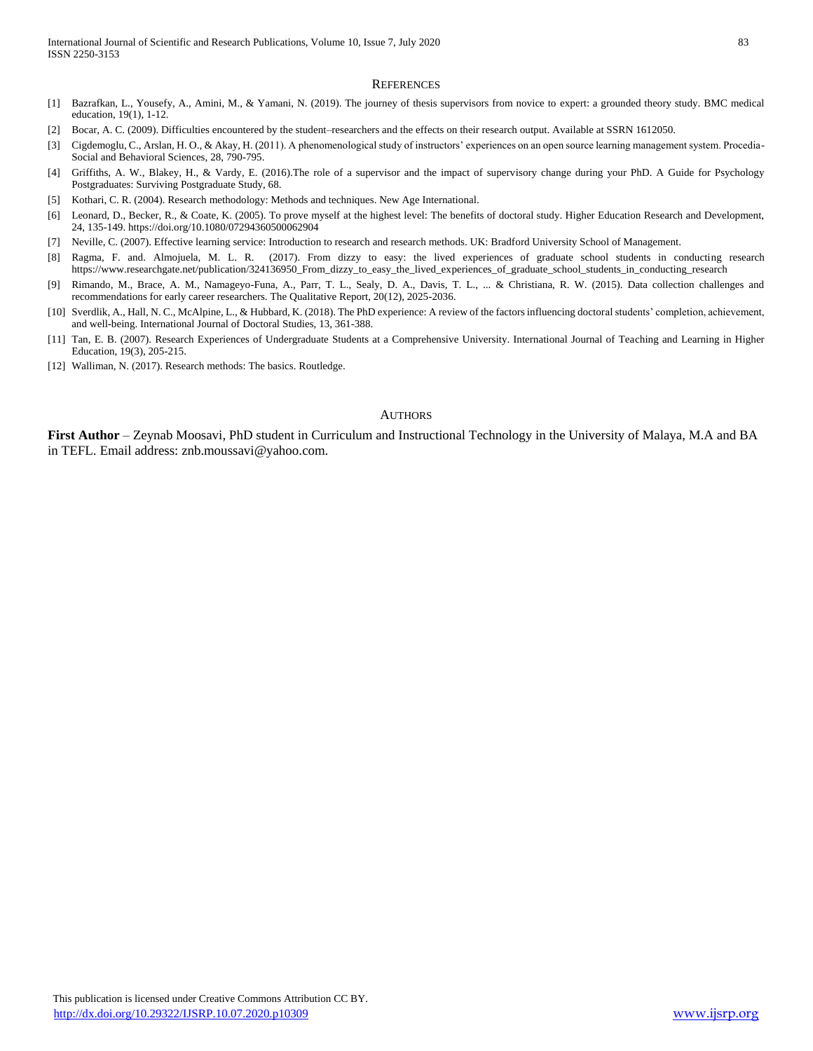## REFERENCES

[1] Bazrafkan, L., Yousefy, A., Amini, M., & Yamani, N. (2019). The journey of thesis supervisors from novice to expert: a grounded theory study. BMC medical education, 19(1), 1-12.

[2] Bocar, A. C. (2009). Difficulties encountered by the student–researchers and the effects on their research output. Available at SSRN 1612050.

[3] Cigdemoglu, C., Arslan, H. O., & Akay, H. (2011). A phenomenological study of instructors' experiences on an open source learning management system. Procedia-Social and Behavioral Sciences, 28, 790-795.

[4] Griffiths, A. W., Blakey, H., & Vardy, E. (2016).The role of a supervisor and the impact of supervisory change during your PhD. A Guide for Psychology Postgraduates: Surviving Postgraduate Study, 68.

[5] Kothari, C. R. (2004). Research methodology: Methods and techniques. New Age International.

[6] Leonard, D., Becker, R., & Coate, K. (2005). To prove myself at the highest level: The benefits of doctoral study. Higher Education Research and Development, 24, 135-149. https://doi.org/10.1080/07294360500062904

[7] Neville, C. (2007). Effective learning service: Introduction to research and research methods. UK: Bradford University School of Management.

[8] Ragma, F. and. Almojuela, M. L. R. (2017). From dizzy to easy: the lived experiences of graduate school students in conducting research https://www.researchgate.net/publication/324136950_From_dizzy_to_easy_the_lived_experiences_of_graduate_school_students_in_conducting_research

[9] Rimando, M., Brace, A. M., Namageyo-Funa, A., Parr, T. L., Sealy, D. A., Davis, T. L., ... & Christiana, R. W. (2015). Data collection challenges and recommendations for early career researchers. The Qualitative Report, 20(12), 2025-2036.

[10] Sverdlik, A., Hall, N. C., McAlpine, L., & Hubbard, K. (2018). The PhD experience: A review of the factors influencing doctoral students' completion, achievement, and well-being. International Journal of Doctoral Studies, 13, 361-388.

[11] Tan, E. B. (2007). Research Experiences of Undergraduate Students at a Comprehensive University. International Journal of Teaching and Learning in Higher Education, 19(3), 205-215.

[12] Walliman, N. (2017). Research methods: The basics. Routledge.

## AUTHORS

**First Author** – Zeynab Moosavi, PhD student in Curriculum and Instructional Technology in the University of Malaya, M.A and BA in TEFL. Email address: znb.moussavi@yahoo.com.

This publication is licensed under Creative Commons Attribution CC BY.
http://dx.doi.org/10.29322/IJSRP.10.07.2020.p10309